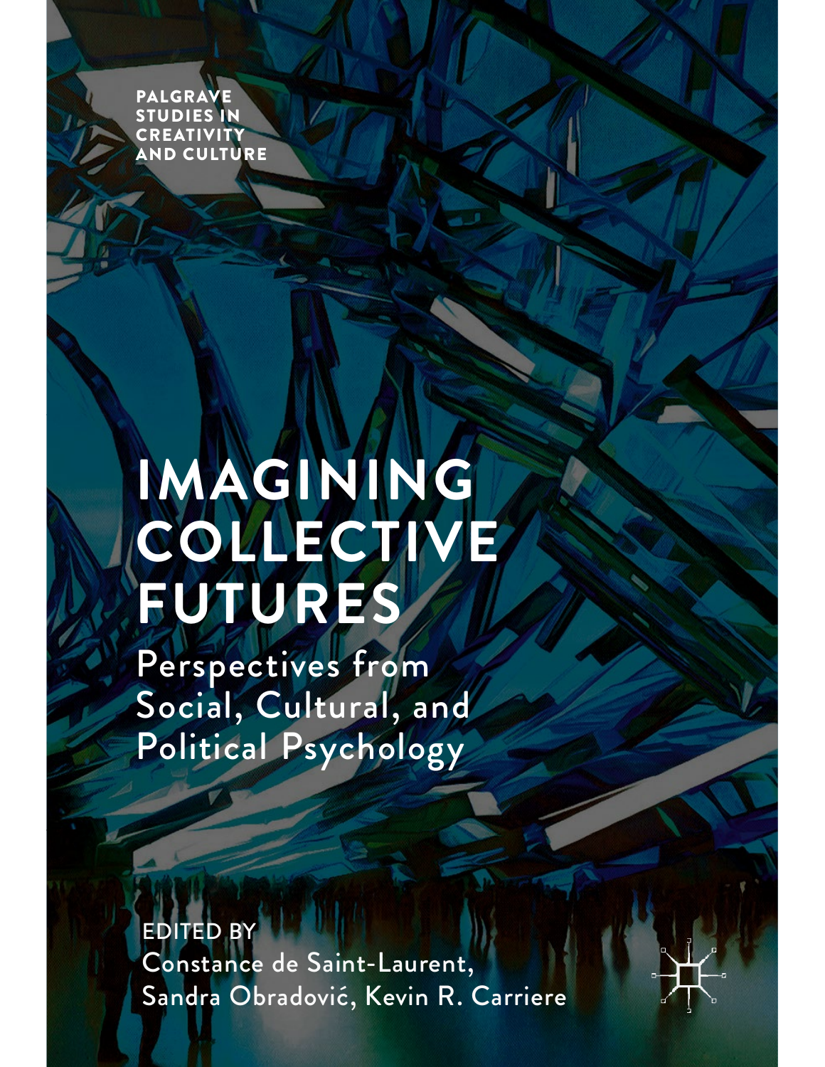PALGRAVE STUDIES IN CREATIVITY AND CULTURE

# IMAGINING COLLECTIVE FUTURES

## Perspectives from Social, Cultural, and Political Psychology

EDITED BY

Constance de Saint-Laurent, Sandra Obradović, Kevin R. Carriere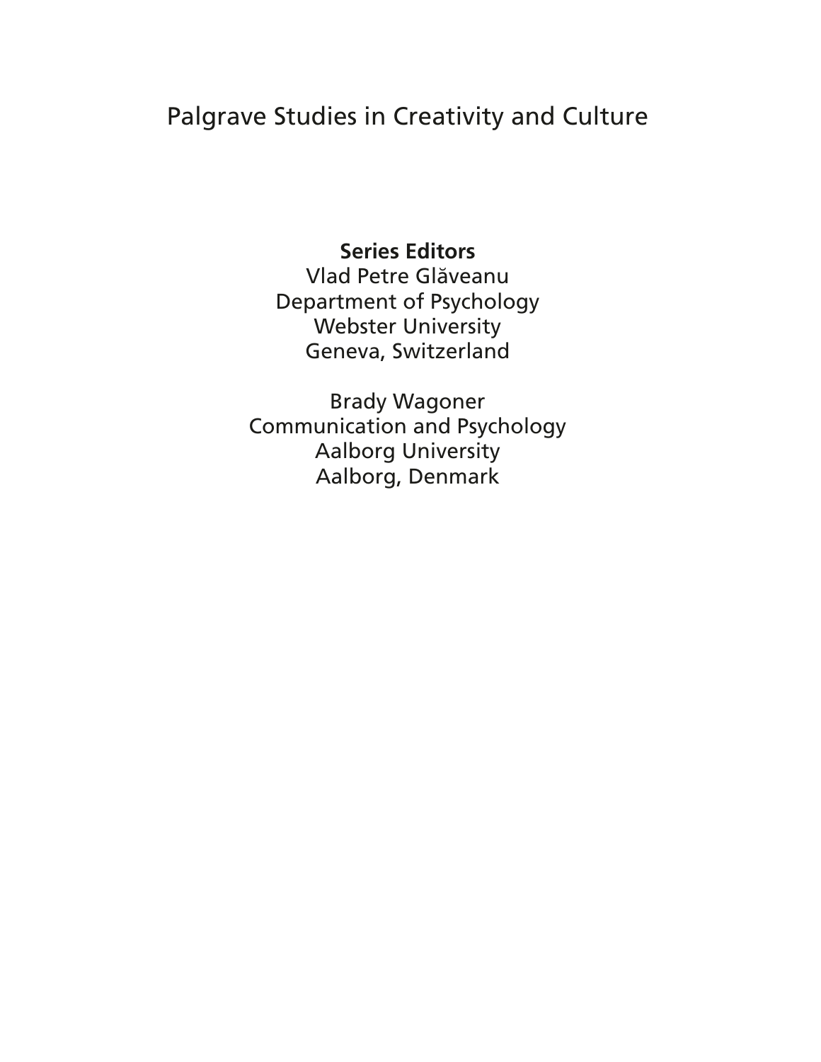# Palgrave Studies in Creativity and Culture

**Series Editors**
Vlad Petre Glăveanu
Department of Psychology
Webster University
Geneva, Switzerland

Brady Wagoner
Communication and Psychology
Aalborg University
Aalborg, Denmark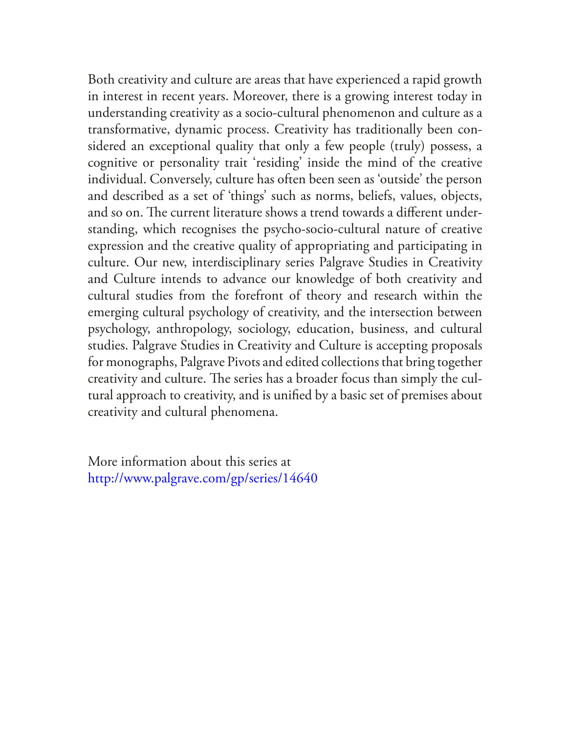Both creativity and culture are areas that have experienced a rapid growth in interest in recent years. Moreover, there is a growing interest today in understanding creativity as a socio-cultural phenomenon and culture as a transformative, dynamic process. Creativity has traditionally been considered an exceptional quality that only a few people (truly) possess, a cognitive or personality trait 'residing' inside the mind of the creative individual. Conversely, culture has often been seen as 'outside' the person and described as a set of 'things' such as norms, beliefs, values, objects, and so on. The current literature shows a trend towards a different understanding, which recognises the psycho-socio-cultural nature of creative expression and the creative quality of appropriating and participating in culture. Our new, interdisciplinary series Palgrave Studies in Creativity and Culture intends to advance our knowledge of both creativity and cultural studies from the forefront of theory and research within the emerging cultural psychology of creativity, and the intersection between psychology, anthropology, sociology, education, business, and cultural studies. Palgrave Studies in Creativity and Culture is accepting proposals for monographs, Palgrave Pivots and edited collections that bring together creativity and culture. The series has a broader focus than simply the cultural approach to creativity, and is unified by a basic set of premises about creativity and cultural phenomena.

More information about this series at
http://www.palgrave.com/gp/series/14640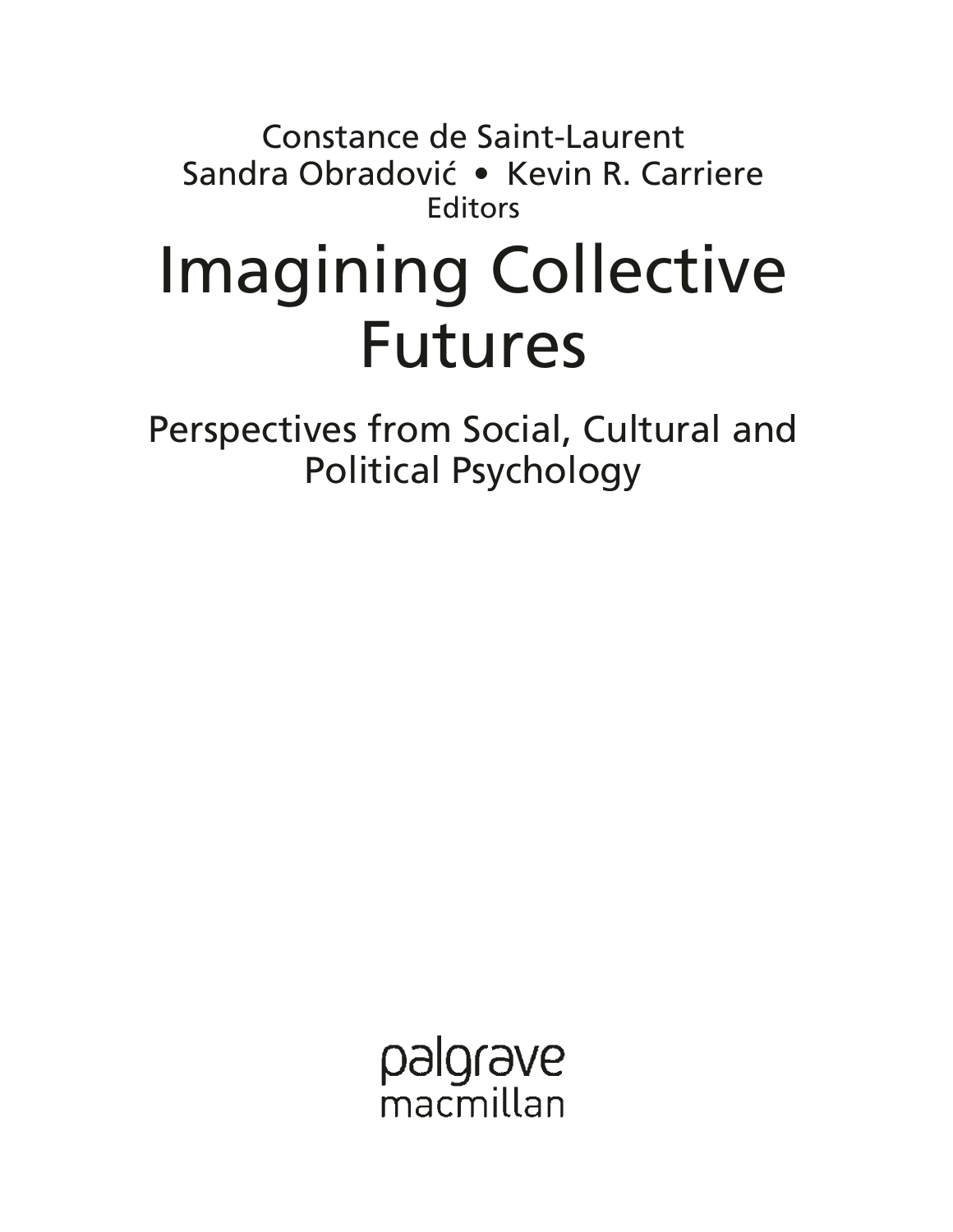Constance de Saint-Laurent
Sandra Obradović • Kevin R. Carriere
Editors

# Imagining Collective Futures

## Perspectives from Social, Cultural and Political Psychology

palgrave
macmillan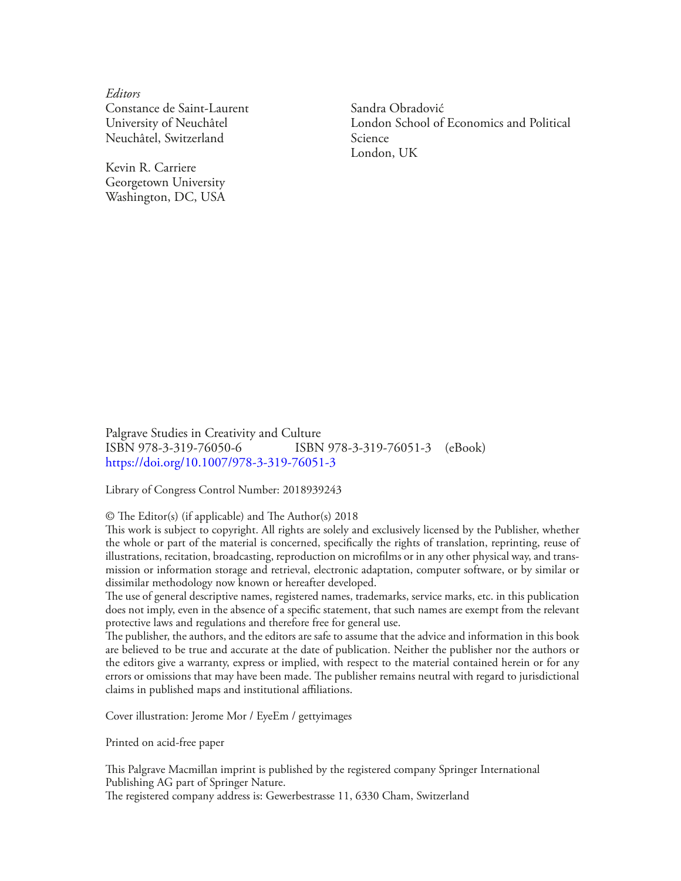*Editors*

Constance de Saint-Laurent
University of Neuchâtel
Neuchâtel, Switzerland

Kevin R. Carriere
Georgetown University
Washington, DC, USA

Sandra Obradović
London School of Economics and Political Science
London, UK

Palgrave Studies in Creativity and Culture
ISBN 978-3-319-76050-6 ISBN 978-3-319-76051-3 (eBook)
https://doi.org/10.1007/978-3-319-76051-3

Library of Congress Control Number: 2018939243

© The Editor(s) (if applicable) and The Author(s) 2018
This work is subject to copyright. All rights are solely and exclusively licensed by the Publisher, whether the whole or part of the material is concerned, specifically the rights of translation, reprinting, reuse of illustrations, recitation, broadcasting, reproduction on microfilms or in any other physical way, and transmission or information storage and retrieval, electronic adaptation, computer software, or by similar or dissimilar methodology now known or hereafter developed.
The use of general descriptive names, registered names, trademarks, service marks, etc. in this publication does not imply, even in the absence of a specific statement, that such names are exempt from the relevant protective laws and regulations and therefore free for general use.
The publisher, the authors, and the editors are safe to assume that the advice and information in this book are believed to be true and accurate at the date of publication. Neither the publisher nor the authors or the editors give a warranty, express or implied, with respect to the material contained herein or for any errors or omissions that may have been made. The publisher remains neutral with regard to jurisdictional claims in published maps and institutional affiliations.

Cover illustration: Jerome Mor / EyeEm / gettyimages

Printed on acid-free paper

This Palgrave Macmillan imprint is published by the registered company Springer International Publishing AG part of Springer Nature.
The registered company address is: Gewerbestrasse 11, 6330 Cham, Switzerland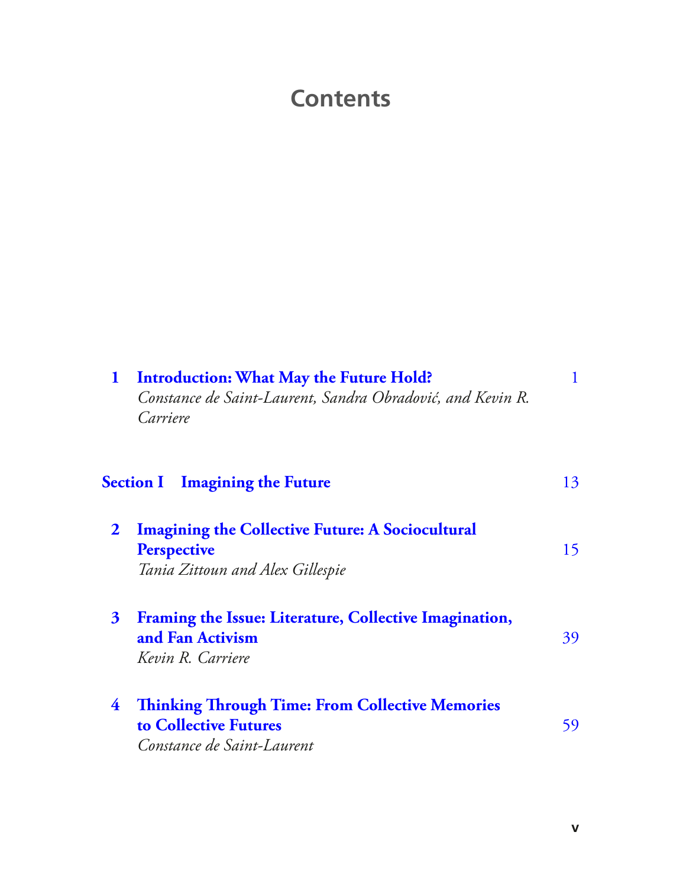# Contents

1 **Introduction: What May the Future Hold?** 1
*Constance de Saint-Laurent, Sandra Obradović, and Kevin R. Carriere*

**Section I Imagining the Future** 13

2 **Imagining the Collective Future: A Sociocultural Perspective** 15
*Tania Zittoun and Alex Gillespie*

3 **Framing the Issue: Literature, Collective Imagination, and Fan Activism** 39
*Kevin R. Carriere*

4 **Thinking Through Time: From Collective Memories to Collective Futures** 59
*Constance de Saint-Laurent*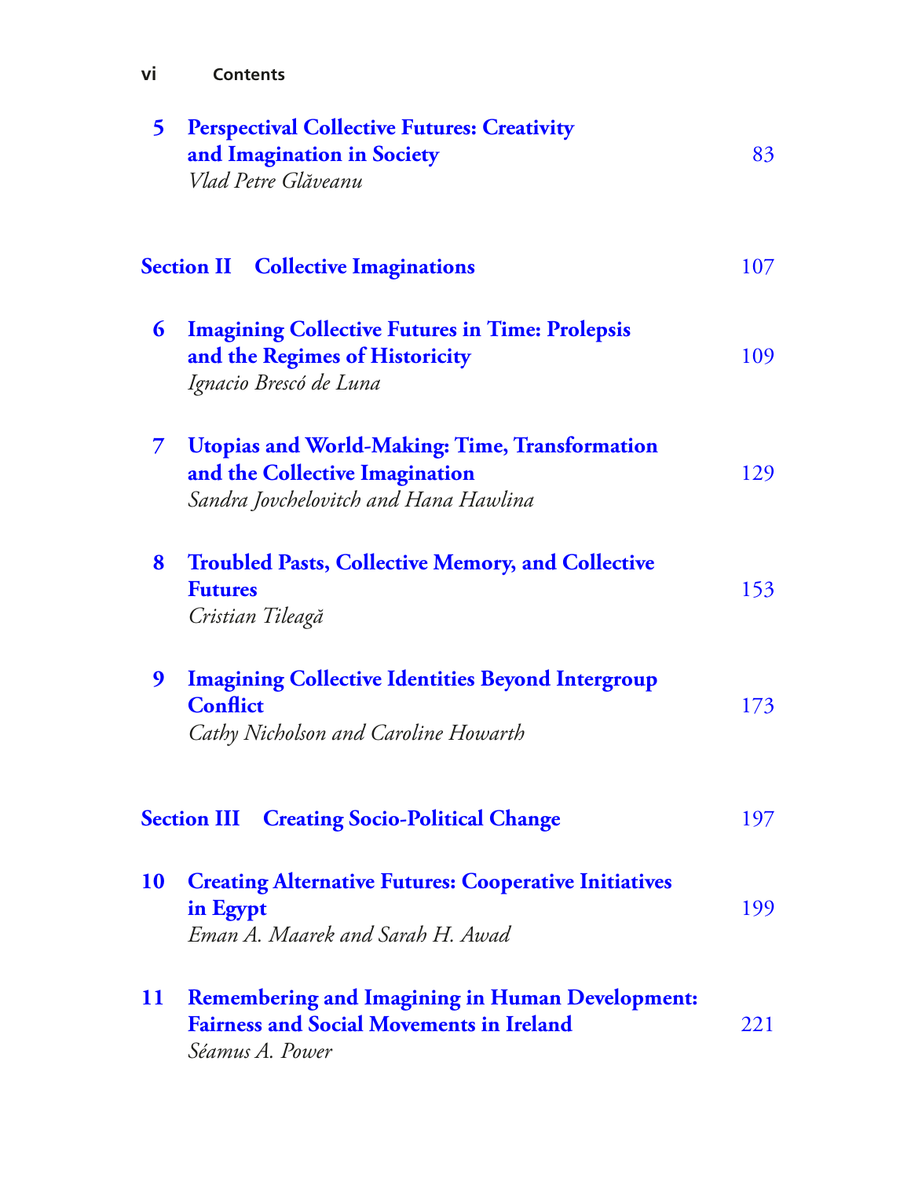| | | |
|---|---|---|
| 5 | **Perspectival Collective Futures: Creativity and Imagination in Society**<br>*Vlad Petre Glăveanu* | 83 |
| **Section II** | **Collective Imaginations** | 107 |
| 6 | **Imagining Collective Futures in Time: Prolepsis and the Regimes of Historicity**<br>*Ignacio Brescó de Luna* | 109 |
| 7 | **Utopias and World-Making: Time, Transformation and the Collective Imagination**<br>*Sandra Jovchelovitch and Hana Hawlina* | 129 |
| 8 | **Troubled Pasts, Collective Memory, and Collective Futures**<br>*Cristian Tileagă* | 153 |
| 9 | **Imagining Collective Identities Beyond Intergroup Conflict**<br>*Cathy Nicholson and Caroline Howarth* | 173 |
| **Section III** | **Creating Socio-Political Change** | 197 |
| 10 | **Creating Alternative Futures: Cooperative Initiatives in Egypt**<br>*Eman A. Maarek and Sarah H. Awad* | 199 |
| 11 | **Remembering and Imagining in Human Development: Fairness and Social Movements in Ireland**<br>*Séamus A. Power* | 221 |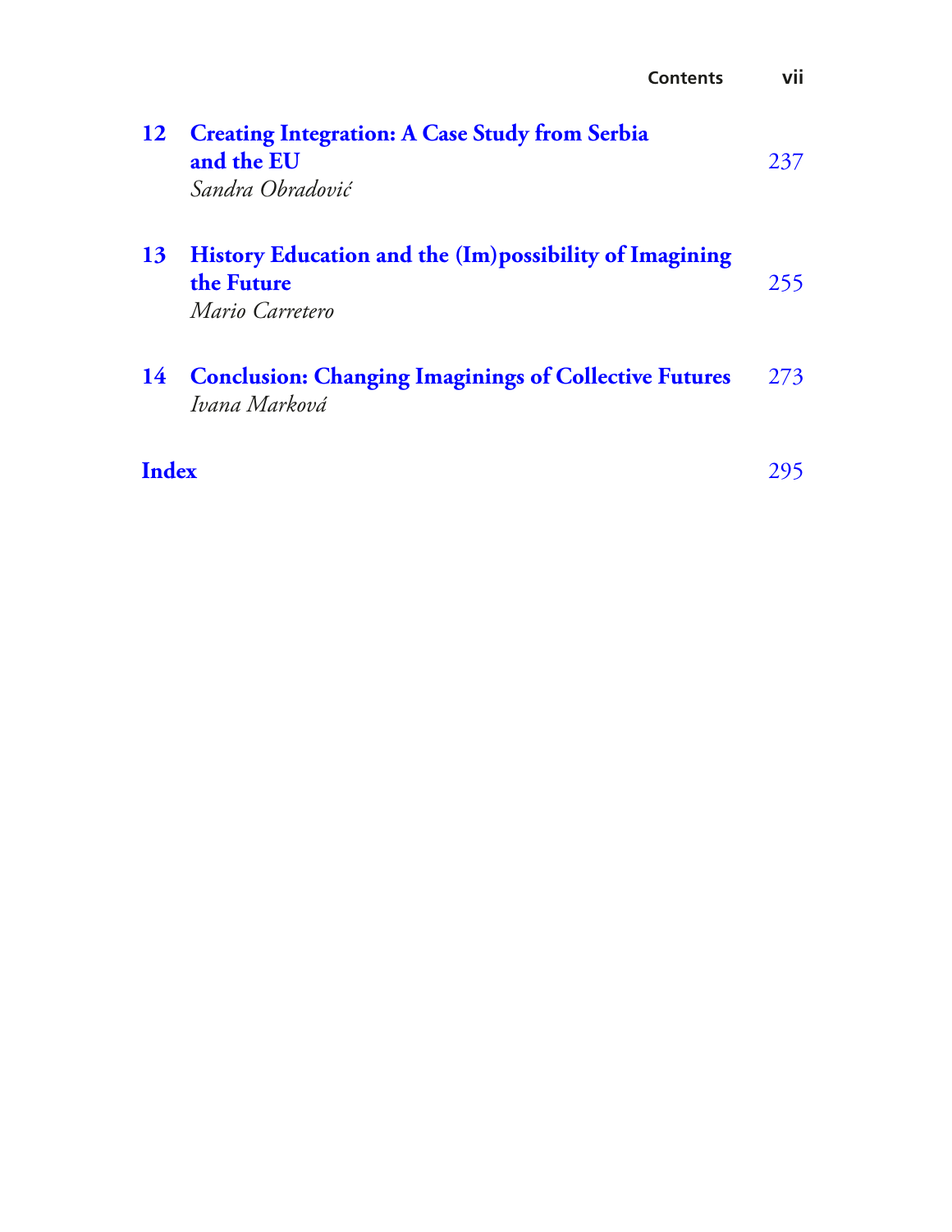**12 Creating Integration: A Case Study from Serbia and the EU** 237
*Sandra Obradović*

**13 History Education and the (Im)possibility of Imagining the Future** 255
*Mario Carretero*

**14 Conclusion: Changing Imaginings of Collective Futures** 273
*Ivana Marková*

**Index** 295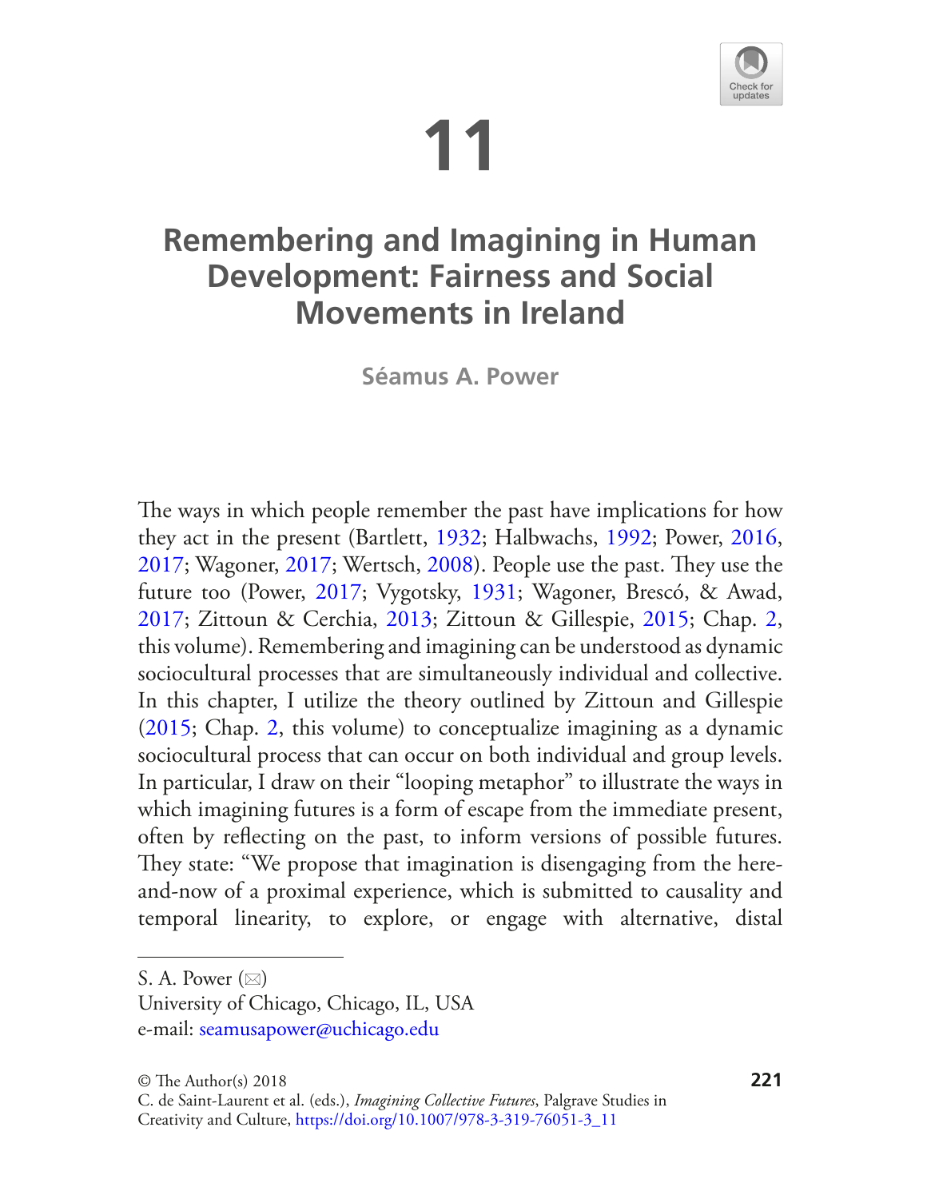# 11

# Remembering and Imagining in Human Development: Fairness and Social Movements in Ireland

**Séamus A. Power**

The ways in which people remember the past have implications for how they act in the present (Bartlett, 1932; Halbwachs, 1992; Power, 2016, 2017; Wagoner, 2017; Wertsch, 2008). People use the past. They use the future too (Power, 2017; Vygotsky, 1931; Wagoner, Brescó, & Awad, 2017; Zittoun & Cerchia, 2013; Zittoun & Gillespie, 2015; Chap. 2, this volume). Remembering and imagining can be understood as dynamic sociocultural processes that are simultaneously individual and collective. In this chapter, I utilize the theory outlined by Zittoun and Gillespie (2015; Chap. 2, this volume) to conceptualize imagining as a dynamic sociocultural process that can occur on both individual and group levels. In particular, I draw on their "looping metaphor" to illustrate the ways in which imagining futures is a form of escape from the immediate present, often by reflecting on the past, to inform versions of possible futures. They state: "We propose that imagination is disengaging from the here-and-now of a proximal experience, which is submitted to causality and temporal linearity, to explore, or engage with alternative, distal

S. A. Power (✉)
University of Chicago, Chicago, IL, USA
e-mail: seamusapower@uchicago.edu

© The Author(s) 2018
C. de Saint-Laurent et al. (eds.), *Imagining Collective Futures*, Palgrave Studies in Creativity and Culture, https://doi.org/10.1007/978-3-319-76051-3_11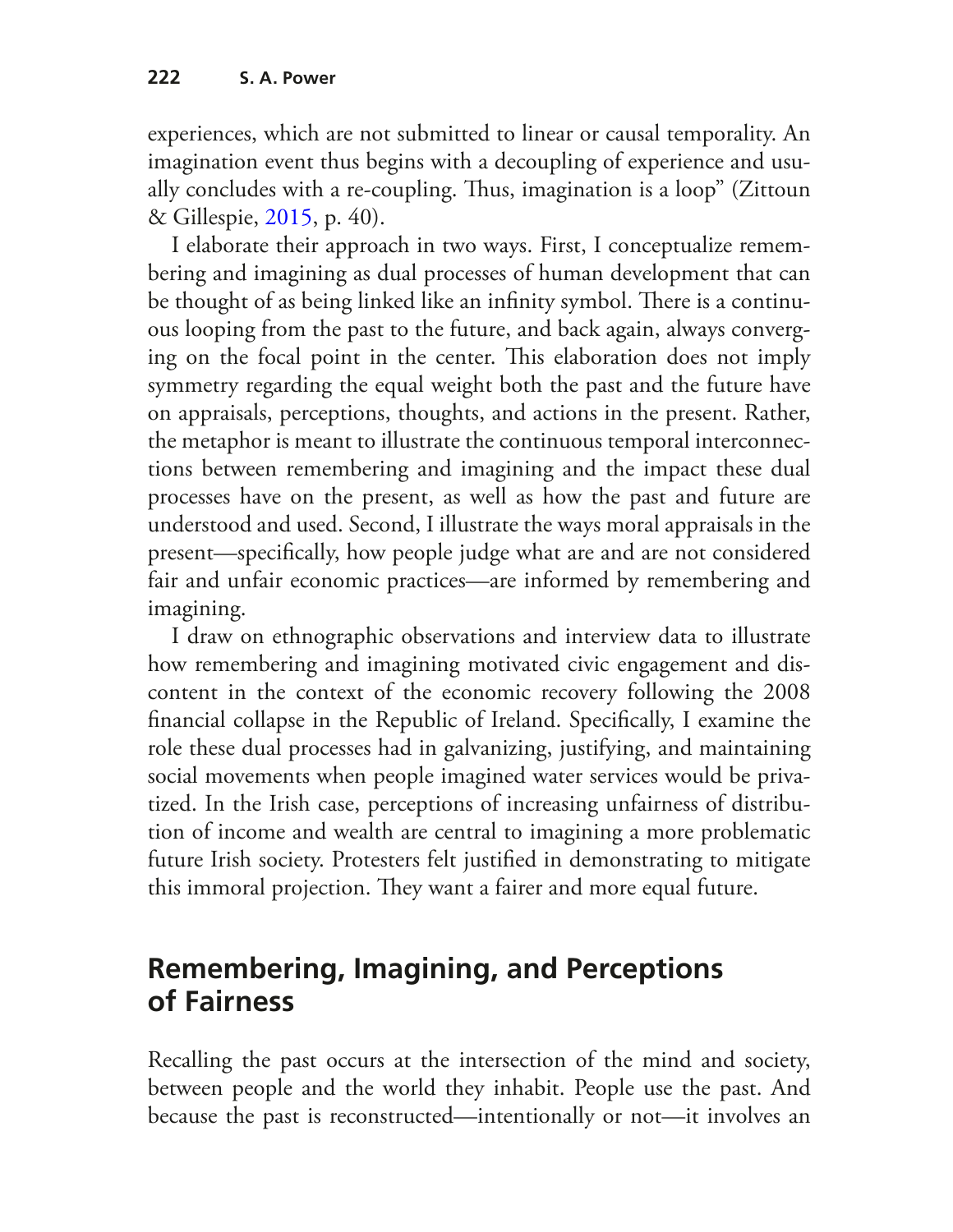experiences, which are not submitted to linear or causal temporality. An imagination event thus begins with a decoupling of experience and usually concludes with a re-coupling. Thus, imagination is a loop" (Zittoun & Gillespie, 2015, p. 40).

I elaborate their approach in two ways. First, I conceptualize remembering and imagining as dual processes of human development that can be thought of as being linked like an infinity symbol. There is a continuous looping from the past to the future, and back again, always converging on the focal point in the center. This elaboration does not imply symmetry regarding the equal weight both the past and the future have on appraisals, perceptions, thoughts, and actions in the present. Rather, the metaphor is meant to illustrate the continuous temporal interconnections between remembering and imagining and the impact these dual processes have on the present, as well as how the past and future are understood and used. Second, I illustrate the ways moral appraisals in the present—specifically, how people judge what are and are not considered fair and unfair economic practices—are informed by remembering and imagining.

I draw on ethnographic observations and interview data to illustrate how remembering and imagining motivated civic engagement and discontent in the context of the economic recovery following the 2008 financial collapse in the Republic of Ireland. Specifically, I examine the role these dual processes had in galvanizing, justifying, and maintaining social movements when people imagined water services would be privatized. In the Irish case, perceptions of increasing unfairness of distribution of income and wealth are central to imagining a more problematic future Irish society. Protesters felt justified in demonstrating to mitigate this immoral projection. They want a fairer and more equal future.

## Remembering, Imagining, and Perceptions of Fairness

Recalling the past occurs at the intersection of the mind and society, between people and the world they inhabit. People use the past. And because the past is reconstructed—intentionally or not—it involves an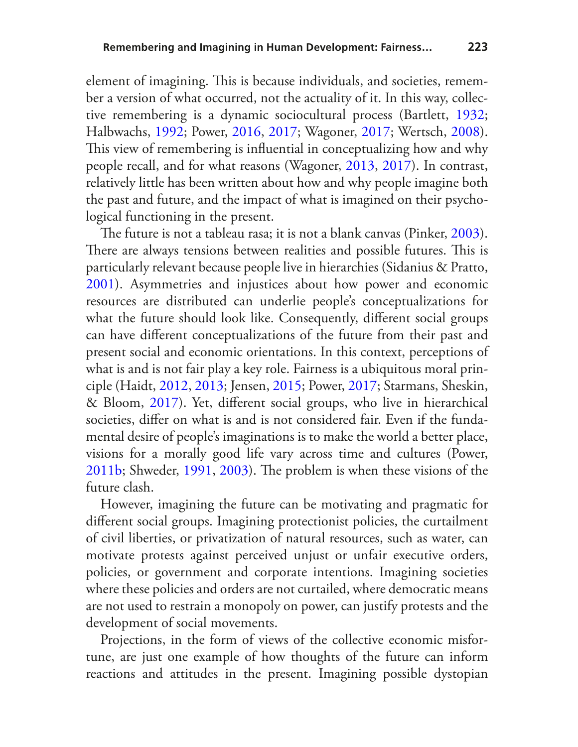element of imagining. This is because individuals, and societies, remember a version of what occurred, not the actuality of it. In this way, collective remembering is a dynamic sociocultural process (Bartlett, 1932; Halbwachs, 1992; Power, 2016, 2017; Wagoner, 2017; Wertsch, 2008). This view of remembering is influential in conceptualizing how and why people recall, and for what reasons (Wagoner, 2013, 2017). In contrast, relatively little has been written about how and why people imagine both the past and future, and the impact of what is imagined on their psychological functioning in the present.

The future is not a tableau rasa; it is not a blank canvas (Pinker, 2003). There are always tensions between realities and possible futures. This is particularly relevant because people live in hierarchies (Sidanius & Pratto, 2001). Asymmetries and injustices about how power and economic resources are distributed can underlie people's conceptualizations for what the future should look like. Consequently, different social groups can have different conceptualizations of the future from their past and present social and economic orientations. In this context, perceptions of what is and is not fair play a key role. Fairness is a ubiquitous moral principle (Haidt, 2012, 2013; Jensen, 2015; Power, 2017; Starmans, Sheskin, & Bloom, 2017). Yet, different social groups, who live in hierarchical societies, differ on what is and is not considered fair. Even if the fundamental desire of people's imaginations is to make the world a better place, visions for a morally good life vary across time and cultures (Power, 2011b; Shweder, 1991, 2003). The problem is when these visions of the future clash.

However, imagining the future can be motivating and pragmatic for different social groups. Imagining protectionist policies, the curtailment of civil liberties, or privatization of natural resources, such as water, can motivate protests against perceived unjust or unfair executive orders, policies, or government and corporate intentions. Imagining societies where these policies and orders are not curtailed, where democratic means are not used to restrain a monopoly on power, can justify protests and the development of social movements.

Projections, in the form of views of the collective economic misfortune, are just one example of how thoughts of the future can inform reactions and attitudes in the present. Imagining possible dystopian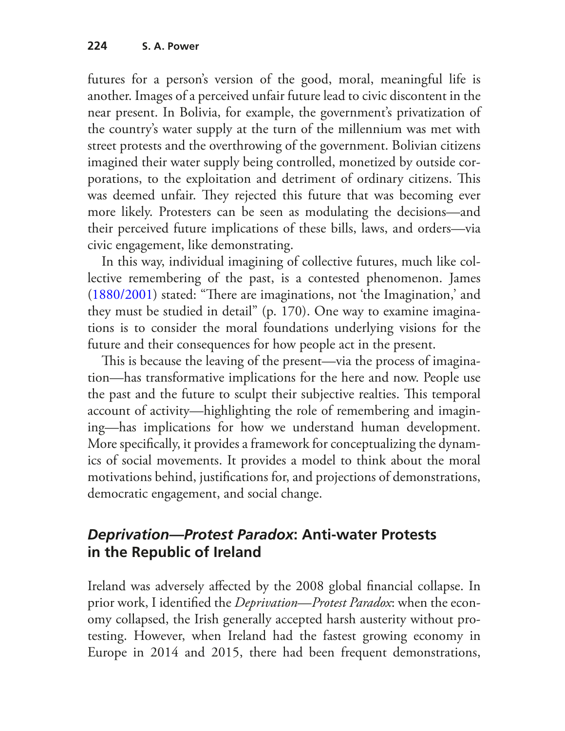futures for a person's version of the good, moral, meaningful life is another. Images of a perceived unfair future lead to civic discontent in the near present. In Bolivia, for example, the government's privatization of the country's water supply at the turn of the millennium was met with street protests and the overthrowing of the government. Bolivian citizens imagined their water supply being controlled, monetized by outside corporations, to the exploitation and detriment of ordinary citizens. This was deemed unfair. They rejected this future that was becoming ever more likely. Protesters can be seen as modulating the decisions—and their perceived future implications of these bills, laws, and orders—via civic engagement, like demonstrating.

In this way, individual imagining of collective futures, much like collective remembering of the past, is a contested phenomenon. James (1880/2001) stated: "There are imaginations, not 'the Imagination,' and they must be studied in detail" (p. 170). One way to examine imaginations is to consider the moral foundations underlying visions for the future and their consequences for how people act in the present.

This is because the leaving of the present—via the process of imagination—has transformative implications for the here and now. People use the past and the future to sculpt their subjective realties. This temporal account of activity—highlighting the role of remembering and imagining—has implications for how we understand human development. More specifically, it provides a framework for conceptualizing the dynamics of social movements. It provides a model to think about the moral motivations behind, justifications for, and projections of demonstrations, democratic engagement, and social change.

## *Deprivation—Protest Paradox*: Anti-water Protests in the Republic of Ireland

Ireland was adversely affected by the 2008 global financial collapse. In prior work, I identified the *Deprivation—Protest Paradox*: when the economy collapsed, the Irish generally accepted harsh austerity without protesting. However, when Ireland had the fastest growing economy in Europe in 2014 and 2015, there had been frequent demonstrations,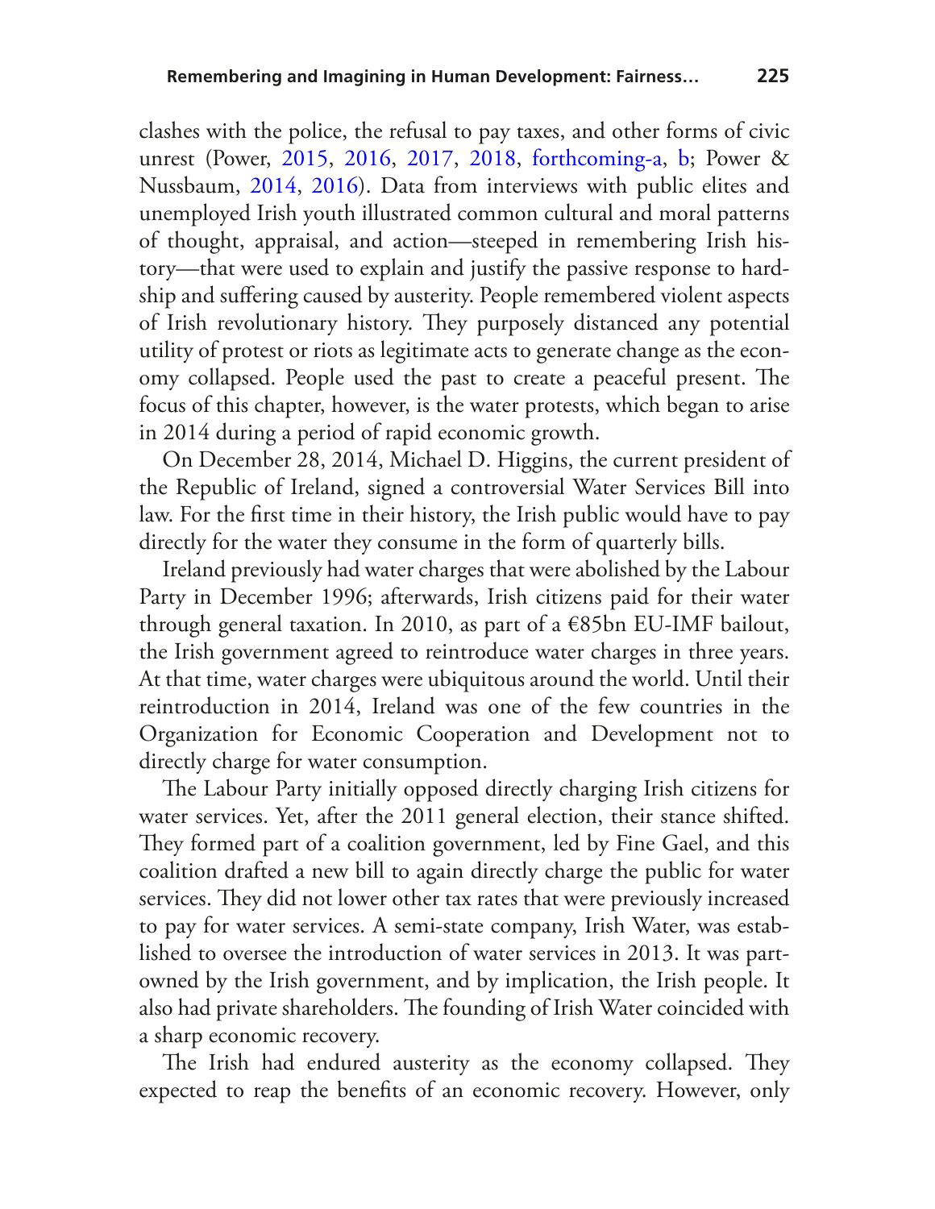clashes with the police, the refusal to pay taxes, and other forms of civic unrest (Power, 2015, 2016, 2017, 2018, forthcoming-a, b; Power & Nussbaum, 2014, 2016). Data from interviews with public elites and unemployed Irish youth illustrated common cultural and moral patterns of thought, appraisal, and action—steeped in remembering Irish history—that were used to explain and justify the passive response to hardship and suffering caused by austerity. People remembered violent aspects of Irish revolutionary history. They purposely distanced any potential utility of protest or riots as legitimate acts to generate change as the economy collapsed. People used the past to create a peaceful present. The focus of this chapter, however, is the water protests, which began to arise in 2014 during a period of rapid economic growth.

On December 28, 2014, Michael D. Higgins, the current president of the Republic of Ireland, signed a controversial Water Services Bill into law. For the first time in their history, the Irish public would have to pay directly for the water they consume in the form of quarterly bills.

Ireland previously had water charges that were abolished by the Labour Party in December 1996; afterwards, Irish citizens paid for their water through general taxation. In 2010, as part of a €85bn EU-IMF bailout, the Irish government agreed to reintroduce water charges in three years. At that time, water charges were ubiquitous around the world. Until their reintroduction in 2014, Ireland was one of the few countries in the Organization for Economic Cooperation and Development not to directly charge for water consumption.

The Labour Party initially opposed directly charging Irish citizens for water services. Yet, after the 2011 general election, their stance shifted. They formed part of a coalition government, led by Fine Gael, and this coalition drafted a new bill to again directly charge the public for water services. They did not lower other tax rates that were previously increased to pay for water services. A semi-state company, Irish Water, was established to oversee the introduction of water services in 2013. It was part-owned by the Irish government, and by implication, the Irish people. It also had private shareholders. The founding of Irish Water coincided with a sharp economic recovery.

The Irish had endured austerity as the economy collapsed. They expected to reap the benefits of an economic recovery. However, only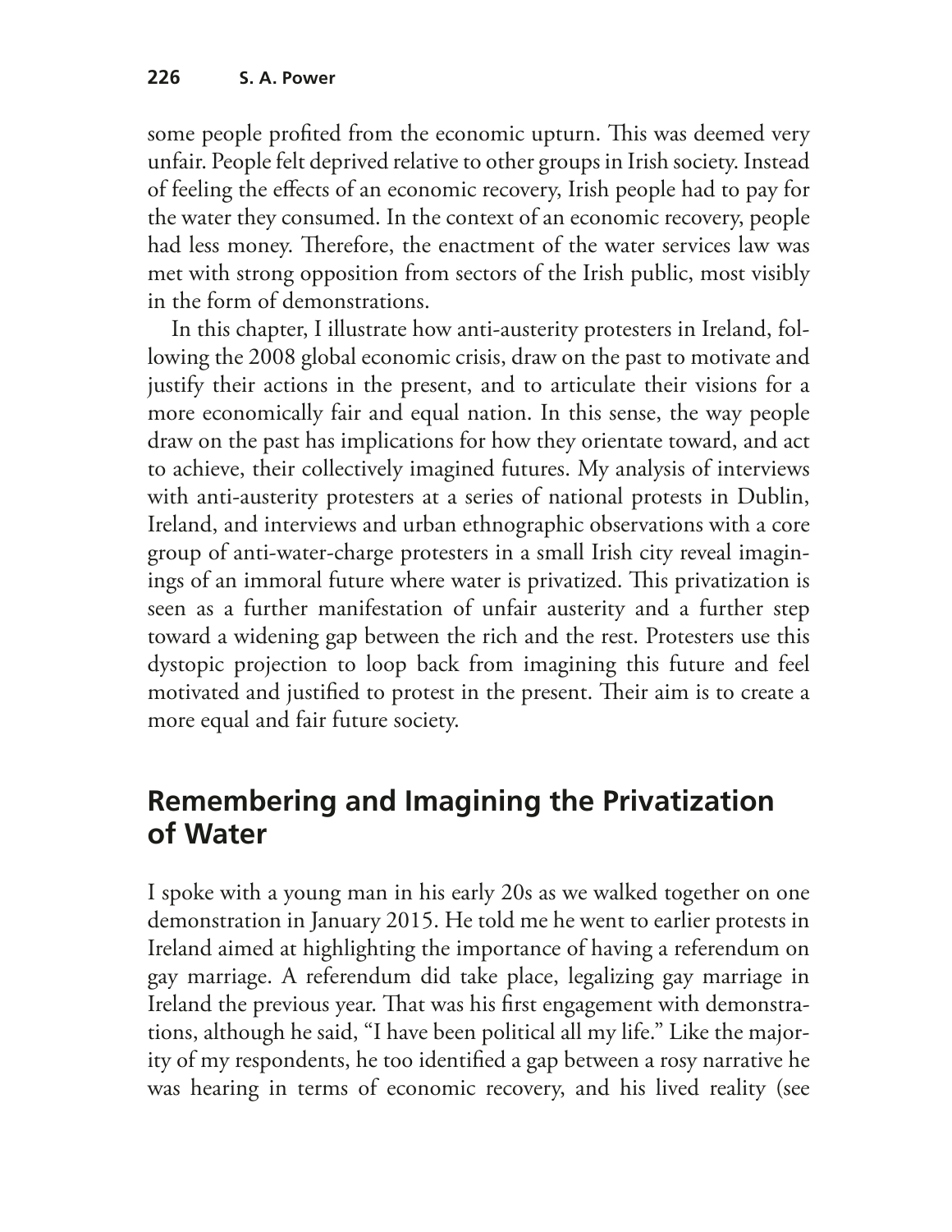some people profited from the economic upturn. This was deemed very unfair. People felt deprived relative to other groups in Irish society. Instead of feeling the effects of an economic recovery, Irish people had to pay for the water they consumed. In the context of an economic recovery, people had less money. Therefore, the enactment of the water services law was met with strong opposition from sectors of the Irish public, most visibly in the form of demonstrations.

In this chapter, I illustrate how anti-austerity protesters in Ireland, following the 2008 global economic crisis, draw on the past to motivate and justify their actions in the present, and to articulate their visions for a more economically fair and equal nation. In this sense, the way people draw on the past has implications for how they orientate toward, and act to achieve, their collectively imagined futures. My analysis of interviews with anti-austerity protesters at a series of national protests in Dublin, Ireland, and interviews and urban ethnographic observations with a core group of anti-water-charge protesters in a small Irish city reveal imaginings of an immoral future where water is privatized. This privatization is seen as a further manifestation of unfair austerity and a further step toward a widening gap between the rich and the rest. Protesters use this dystopic projection to loop back from imagining this future and feel motivated and justified to protest in the present. Their aim is to create a more equal and fair future society.

## Remembering and Imagining the Privatization of Water

I spoke with a young man in his early 20s as we walked together on one demonstration in January 2015. He told me he went to earlier protests in Ireland aimed at highlighting the importance of having a referendum on gay marriage. A referendum did take place, legalizing gay marriage in Ireland the previous year. That was his first engagement with demonstrations, although he said, "I have been political all my life." Like the majority of my respondents, he too identified a gap between a rosy narrative he was hearing in terms of economic recovery, and his lived reality (see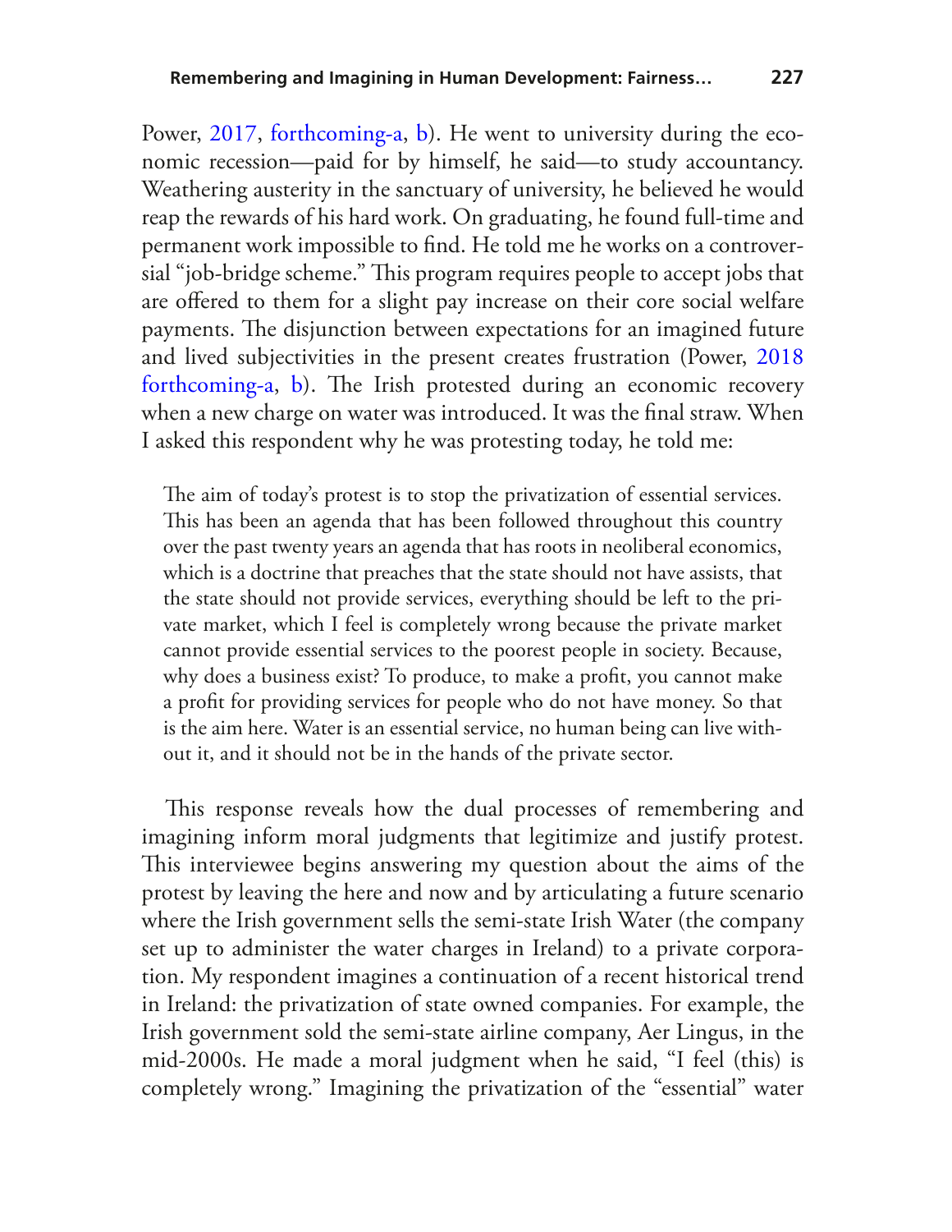Power, 2017, forthcoming-a, b). He went to university during the economic recession—paid for by himself, he said—to study accountancy. Weathering austerity in the sanctuary of university, he believed he would reap the rewards of his hard work. On graduating, he found full-time and permanent work impossible to find. He told me he works on a controversial "job-bridge scheme." This program requires people to accept jobs that are offered to them for a slight pay increase on their core social welfare payments. The disjunction between expectations for an imagined future and lived subjectivities in the present creates frustration (Power, 2018 forthcoming-a, b). The Irish protested during an economic recovery when a new charge on water was introduced. It was the final straw. When I asked this respondent why he was protesting today, he told me:

> The aim of today's protest is to stop the privatization of essential services. This has been an agenda that has been followed throughout this country over the past twenty years an agenda that has roots in neoliberal economics, which is a doctrine that preaches that the state should not have assists, that the state should not provide services, everything should be left to the private market, which I feel is completely wrong because the private market cannot provide essential services to the poorest people in society. Because, why does a business exist? To produce, to make a profit, you cannot make a profit for providing services for people who do not have money. So that is the aim here. Water is an essential service, no human being can live without it, and it should not be in the hands of the private sector.

This response reveals how the dual processes of remembering and imagining inform moral judgments that legitimize and justify protest. This interviewee begins answering my question about the aims of the protest by leaving the here and now and by articulating a future scenario where the Irish government sells the semi-state Irish Water (the company set up to administer the water charges in Ireland) to a private corporation. My respondent imagines a continuation of a recent historical trend in Ireland: the privatization of state owned companies. For example, the Irish government sold the semi-state airline company, Aer Lingus, in the mid-2000s. He made a moral judgment when he said, "I feel (this) is completely wrong." Imagining the privatization of the "essential" water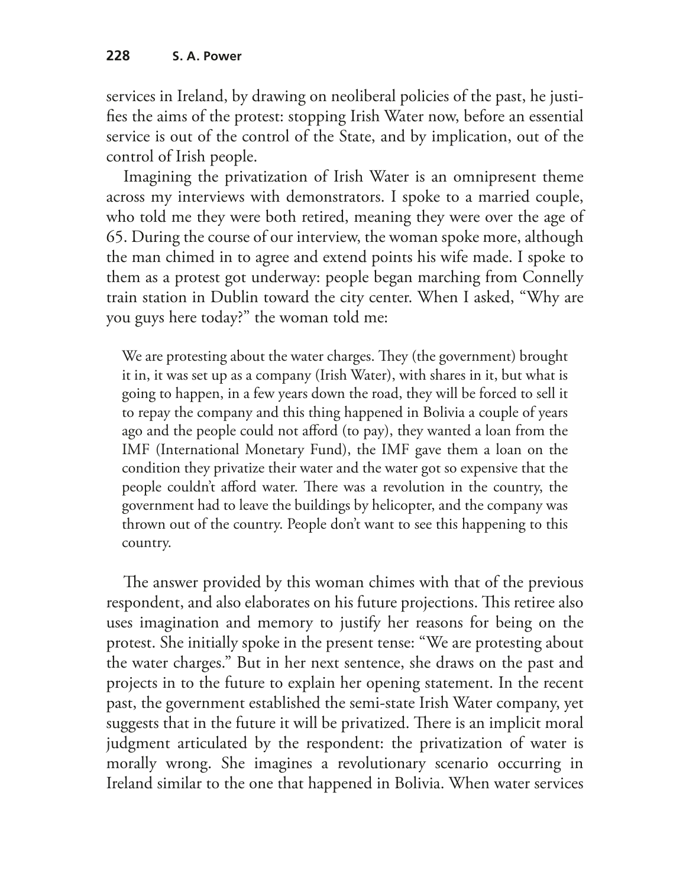services in Ireland, by drawing on neoliberal policies of the past, he justifies the aims of the protest: stopping Irish Water now, before an essential service is out of the control of the State, and by implication, out of the control of Irish people.

Imagining the privatization of Irish Water is an omnipresent theme across my interviews with demonstrators. I spoke to a married couple, who told me they were both retired, meaning they were over the age of 65. During the course of our interview, the woman spoke more, although the man chimed in to agree and extend points his wife made. I spoke to them as a protest got underway: people began marching from Connelly train station in Dublin toward the city center. When I asked, "Why are you guys here today?" the woman told me:

> We are protesting about the water charges. They (the government) brought it in, it was set up as a company (Irish Water), with shares in it, but what is going to happen, in a few years down the road, they will be forced to sell it to repay the company and this thing happened in Bolivia a couple of years ago and the people could not afford (to pay), they wanted a loan from the IMF (International Monetary Fund), the IMF gave them a loan on the condition they privatize their water and the water got so expensive that the people couldn't afford water. There was a revolution in the country, the government had to leave the buildings by helicopter, and the company was thrown out of the country. People don't want to see this happening to this country.

The answer provided by this woman chimes with that of the previous respondent, and also elaborates on his future projections. This retiree also uses imagination and memory to justify her reasons for being on the protest. She initially spoke in the present tense: "We are protesting about the water charges." But in her next sentence, she draws on the past and projects in to the future to explain her opening statement. In the recent past, the government established the semi-state Irish Water company, yet suggests that in the future it will be privatized. There is an implicit moral judgment articulated by the respondent: the privatization of water is morally wrong. She imagines a revolutionary scenario occurring in Ireland similar to the one that happened in Bolivia. When water services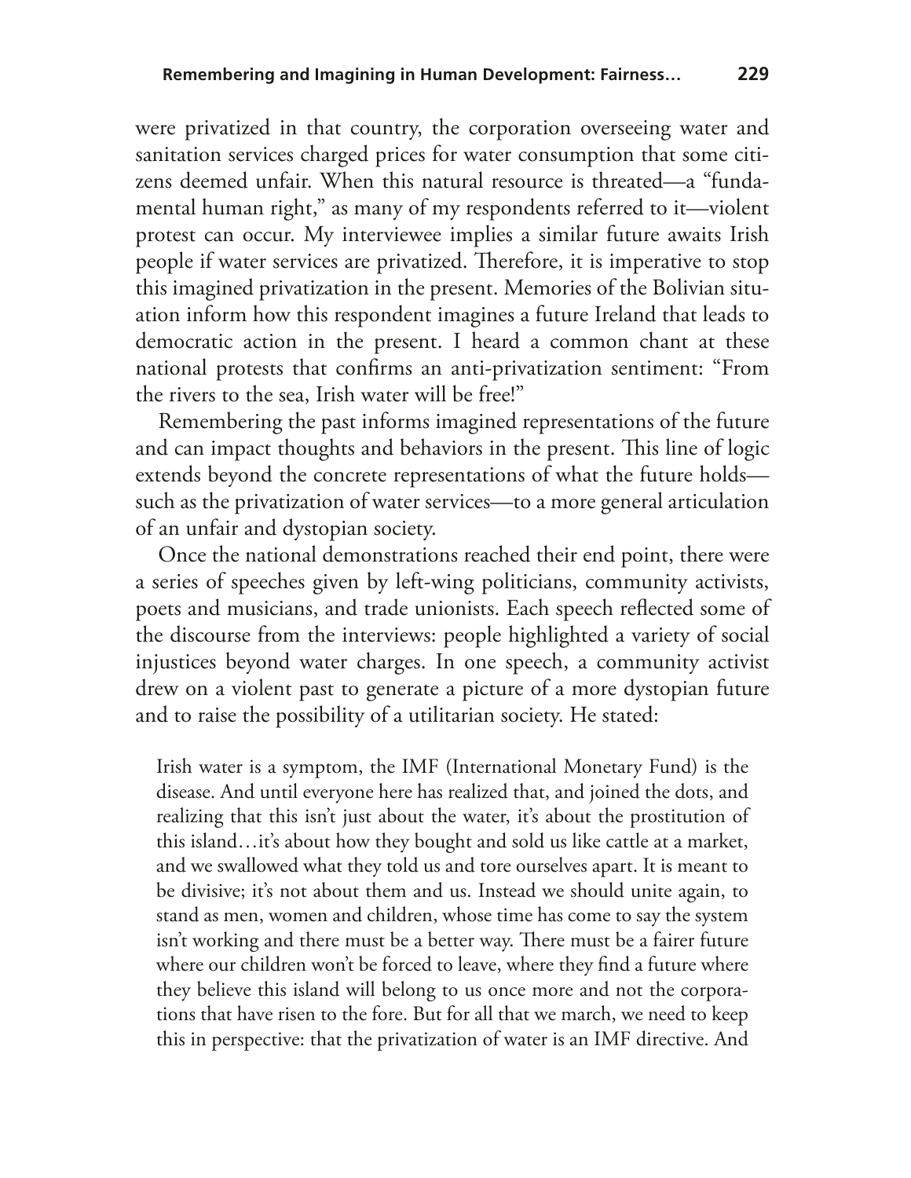were privatized in that country, the corporation overseeing water and sanitation services charged prices for water consumption that some citizens deemed unfair. When this natural resource is threated—a "fundamental human right," as many of my respondents referred to it—violent protest can occur. My interviewee implies a similar future awaits Irish people if water services are privatized. Therefore, it is imperative to stop this imagined privatization in the present. Memories of the Bolivian situation inform how this respondent imagines a future Ireland that leads to democratic action in the present. I heard a common chant at these national protests that confirms an anti-privatization sentiment: "From the rivers to the sea, Irish water will be free!"

Remembering the past informs imagined representations of the future and can impact thoughts and behaviors in the present. This line of logic extends beyond the concrete representations of what the future holds—such as the privatization of water services—to a more general articulation of an unfair and dystopian society.

Once the national demonstrations reached their end point, there were a series of speeches given by left-wing politicians, community activists, poets and musicians, and trade unionists. Each speech reflected some of the discourse from the interviews: people highlighted a variety of social injustices beyond water charges. In one speech, a community activist drew on a violent past to generate a picture of a more dystopian future and to raise the possibility of a utilitarian society. He stated:

> Irish water is a symptom, the IMF (International Monetary Fund) is the disease. And until everyone here has realized that, and joined the dots, and realizing that this isn't just about the water, it's about the prostitution of this island…it's about how they bought and sold us like cattle at a market, and we swallowed what they told us and tore ourselves apart. It is meant to be divisive; it's not about them and us. Instead we should unite again, to stand as men, women and children, whose time has come to say the system isn't working and there must be a better way. There must be a fairer future where our children won't be forced to leave, where they find a future where they believe this island will belong to us once more and not the corporations that have risen to the fore. But for all that we march, we need to keep this in perspective: that the privatization of water is an IMF directive. And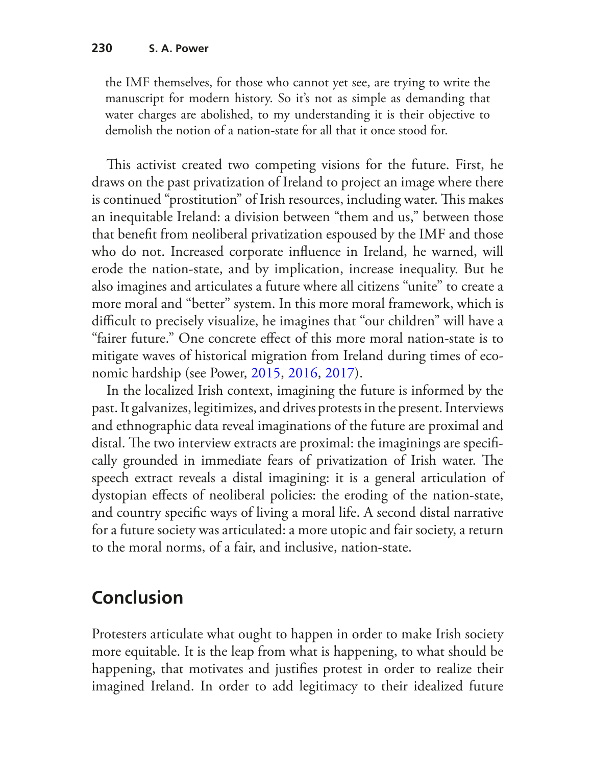> the IMF themselves, for those who cannot yet see, are trying to write the manuscript for modern history. So it's not as simple as demanding that water charges are abolished, to my understanding it is their objective to demolish the notion of a nation-state for all that it once stood for.

This activist created two competing visions for the future. First, he draws on the past privatization of Ireland to project an image where there is continued "prostitution" of Irish resources, including water. This makes an inequitable Ireland: a division between "them and us," between those that benefit from neoliberal privatization espoused by the IMF and those who do not. Increased corporate influence in Ireland, he warned, will erode the nation-state, and by implication, increase inequality. But he also imagines and articulates a future where all citizens "unite" to create a more moral and "better" system. In this more moral framework, which is difficult to precisely visualize, he imagines that "our children" will have a "fairer future." One concrete effect of this more moral nation-state is to mitigate waves of historical migration from Ireland during times of economic hardship (see Power, 2015, 2016, 2017).

In the localized Irish context, imagining the future is informed by the past. It galvanizes, legitimizes, and drives protests in the present. Interviews and ethnographic data reveal imaginations of the future are proximal and distal. The two interview extracts are proximal: the imaginings are specifically grounded in immediate fears of privatization of Irish water. The speech extract reveals a distal imagining: it is a general articulation of dystopian effects of neoliberal policies: the eroding of the nation-state, and country specific ways of living a moral life. A second distal narrative for a future society was articulated: a more utopic and fair society, a return to the moral norms, of a fair, and inclusive, nation-state.

## Conclusion

Protesters articulate what ought to happen in order to make Irish society more equitable. It is the leap from what is happening, to what should be happening, that motivates and justifies protest in order to realize their imagined Ireland. In order to add legitimacy to their idealized future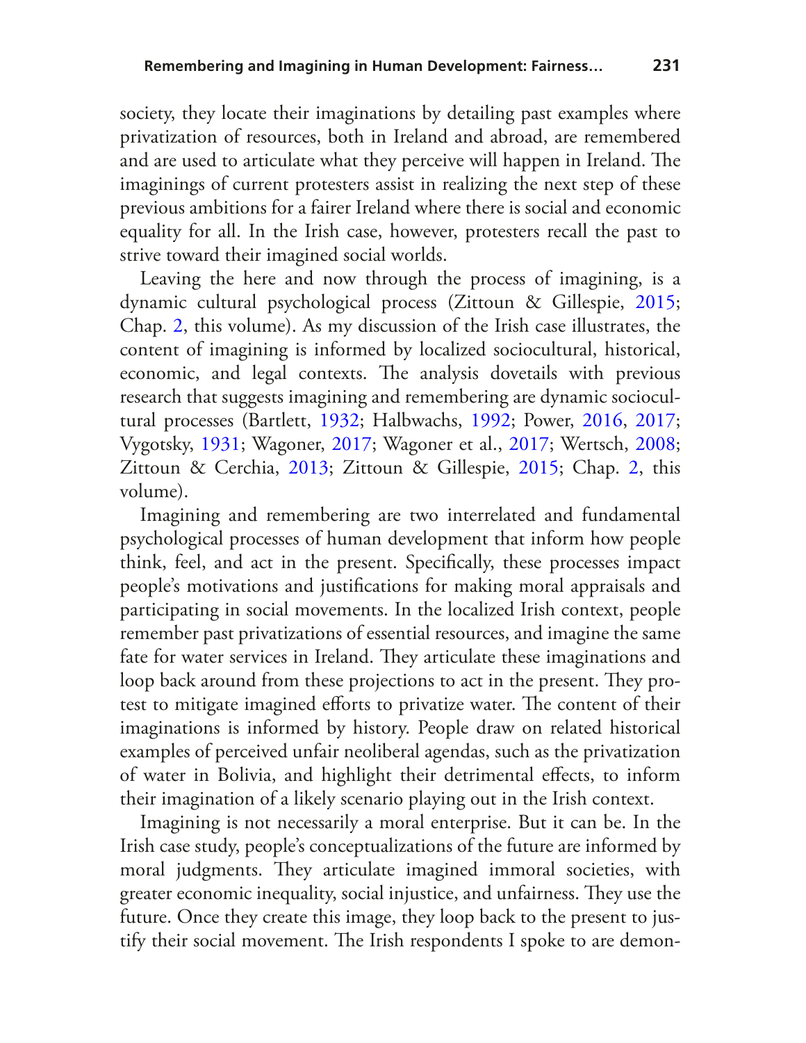society, they locate their imaginations by detailing past examples where privatization of resources, both in Ireland and abroad, are remembered and are used to articulate what they perceive will happen in Ireland. The imaginings of current protesters assist in realizing the next step of these previous ambitions for a fairer Ireland where there is social and economic equality for all. In the Irish case, however, protesters recall the past to strive toward their imagined social worlds.

Leaving the here and now through the process of imagining, is a dynamic cultural psychological process (Zittoun & Gillespie, 2015; Chap. 2, this volume). As my discussion of the Irish case illustrates, the content of imagining is informed by localized sociocultural, historical, economic, and legal contexts. The analysis dovetails with previous research that suggests imagining and remembering are dynamic sociocultural processes (Bartlett, 1932; Halbwachs, 1992; Power, 2016, 2017; Vygotsky, 1931; Wagoner, 2017; Wagoner et al., 2017; Wertsch, 2008; Zittoun & Cerchia, 2013; Zittoun & Gillespie, 2015; Chap. 2, this volume).

Imagining and remembering are two interrelated and fundamental psychological processes of human development that inform how people think, feel, and act in the present. Specifically, these processes impact people's motivations and justifications for making moral appraisals and participating in social movements. In the localized Irish context, people remember past privatizations of essential resources, and imagine the same fate for water services in Ireland. They articulate these imaginations and loop back around from these projections to act in the present. They protest to mitigate imagined efforts to privatize water. The content of their imaginations is informed by history. People draw on related historical examples of perceived unfair neoliberal agendas, such as the privatization of water in Bolivia, and highlight their detrimental effects, to inform their imagination of a likely scenario playing out in the Irish context.

Imagining is not necessarily a moral enterprise. But it can be. In the Irish case study, people's conceptualizations of the future are informed by moral judgments. They articulate imagined immoral societies, with greater economic inequality, social injustice, and unfairness. They use the future. Once they create this image, they loop back to the present to justify their social movement. The Irish respondents I spoke to are demon-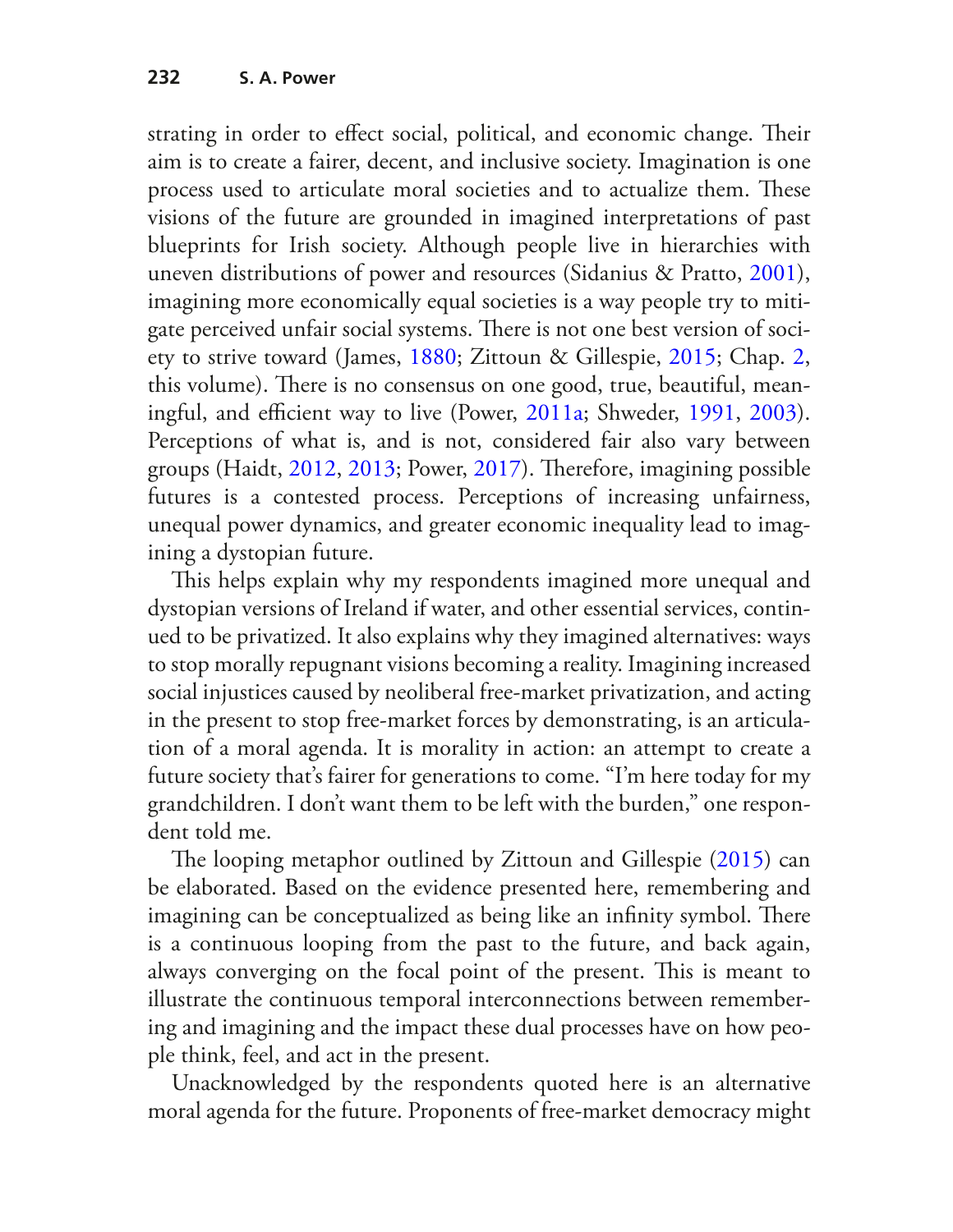strating in order to effect social, political, and economic change. Their aim is to create a fairer, decent, and inclusive society. Imagination is one process used to articulate moral societies and to actualize them. These visions of the future are grounded in imagined interpretations of past blueprints for Irish society. Although people live in hierarchies with uneven distributions of power and resources (Sidanius & Pratto, 2001), imagining more economically equal societies is a way people try to mitigate perceived unfair social systems. There is not one best version of society to strive toward (James, 1880; Zittoun & Gillespie, 2015; Chap. 2, this volume). There is no consensus on one good, true, beautiful, meaningful, and efficient way to live (Power, 2011a; Shweder, 1991, 2003). Perceptions of what is, and is not, considered fair also vary between groups (Haidt, 2012, 2013; Power, 2017). Therefore, imagining possible futures is a contested process. Perceptions of increasing unfairness, unequal power dynamics, and greater economic inequality lead to imagining a dystopian future.

This helps explain why my respondents imagined more unequal and dystopian versions of Ireland if water, and other essential services, continued to be privatized. It also explains why they imagined alternatives: ways to stop morally repugnant visions becoming a reality. Imagining increased social injustices caused by neoliberal free-market privatization, and acting in the present to stop free-market forces by demonstrating, is an articulation of a moral agenda. It is morality in action: an attempt to create a future society that's fairer for generations to come. "I'm here today for my grandchildren. I don't want them to be left with the burden," one respondent told me.

The looping metaphor outlined by Zittoun and Gillespie (2015) can be elaborated. Based on the evidence presented here, remembering and imagining can be conceptualized as being like an infinity symbol. There is a continuous looping from the past to the future, and back again, always converging on the focal point of the present. This is meant to illustrate the continuous temporal interconnections between remembering and imagining and the impact these dual processes have on how people think, feel, and act in the present.

Unacknowledged by the respondents quoted here is an alternative moral agenda for the future. Proponents of free-market democracy might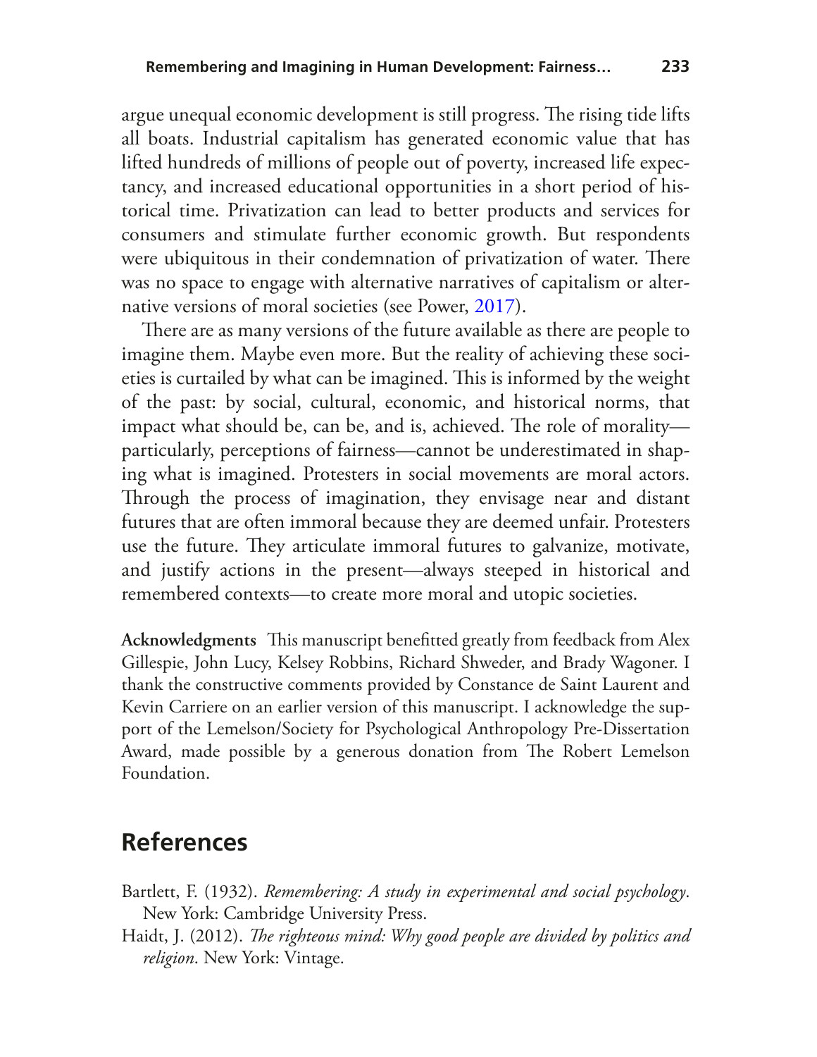argue unequal economic development is still progress. The rising tide lifts all boats. Industrial capitalism has generated economic value that has lifted hundreds of millions of people out of poverty, increased life expectancy, and increased educational opportunities in a short period of historical time. Privatization can lead to better products and services for consumers and stimulate further economic growth. But respondents were ubiquitous in their condemnation of privatization of water. There was no space to engage with alternative narratives of capitalism or alternative versions of moral societies (see Power, 2017).

There are as many versions of the future available as there are people to imagine them. Maybe even more. But the reality of achieving these societies is curtailed by what can be imagined. This is informed by the weight of the past: by social, cultural, economic, and historical norms, that impact what should be, can be, and is, achieved. The role of morality—particularly, perceptions of fairness—cannot be underestimated in shaping what is imagined. Protesters in social movements are moral actors. Through the process of imagination, they envisage near and distant futures that are often immoral because they are deemed unfair. Protesters use the future. They articulate immoral futures to galvanize, motivate, and justify actions in the present—always steeped in historical and remembered contexts—to create more moral and utopic societies.

**Acknowledgments** This manuscript benefitted greatly from feedback from Alex Gillespie, John Lucy, Kelsey Robbins, Richard Shweder, and Brady Wagoner. I thank the constructive comments provided by Constance de Saint Laurent and Kevin Carriere on an earlier version of this manuscript. I acknowledge the support of the Lemelson/Society for Psychological Anthropology Pre-Dissertation Award, made possible by a generous donation from The Robert Lemelson Foundation.

## References

Bartlett, F. (1932). *Remembering: A study in experimental and social psychology*. New York: Cambridge University Press.

Haidt, J. (2012). *The righteous mind: Why good people are divided by politics and religion*. New York: Vintage.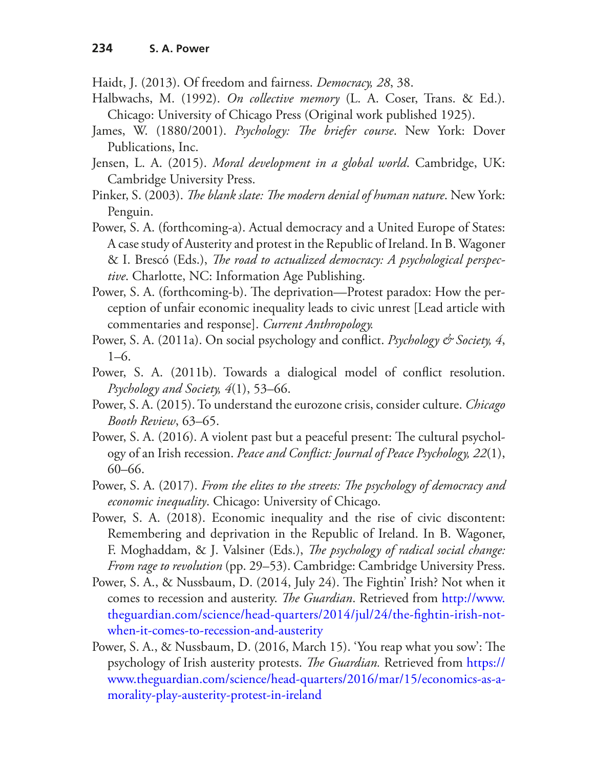Haidt, J. (2013). Of freedom and fairness. *Democracy, 28*, 38.

Halbwachs, M. (1992). *On collective memory* (L. A. Coser, Trans. & Ed.). Chicago: University of Chicago Press (Original work published 1925).

James, W. (1880/2001). *Psychology: The briefer course*. New York: Dover Publications, Inc.

Jensen, L. A. (2015). *Moral development in a global world*. Cambridge, UK: Cambridge University Press.

Pinker, S. (2003). *The blank slate: The modern denial of human nature*. New York: Penguin.

Power, S. A. (forthcoming-a). Actual democracy and a United Europe of States: A case study of Austerity and protest in the Republic of Ireland. In B. Wagoner & I. Brescó (Eds.), *The road to actualized democracy: A psychological perspective*. Charlotte, NC: Information Age Publishing.

Power, S. A. (forthcoming-b). The deprivation—Protest paradox: How the perception of unfair economic inequality leads to civic unrest [Lead article with commentaries and response]. *Current Anthropology.*

Power, S. A. (2011a). On social psychology and conflict. *Psychology & Society, 4*, 1–6.

Power, S. A. (2011b). Towards a dialogical model of conflict resolution. *Psychology and Society, 4*(1), 53–66.

Power, S. A. (2015). To understand the eurozone crisis, consider culture. *Chicago Booth Review*, 63–65.

Power, S. A. (2016). A violent past but a peaceful present: The cultural psychology of an Irish recession. *Peace and Conflict: Journal of Peace Psychology, 22*(1), 60–66.

Power, S. A. (2017). *From the elites to the streets: The psychology of democracy and economic inequality*. Chicago: University of Chicago.

Power, S. A. (2018). Economic inequality and the rise of civic discontent: Remembering and deprivation in the Republic of Ireland. In B. Wagoner, F. Moghaddam, & J. Valsiner (Eds.), *The psychology of radical social change: From rage to revolution* (pp. 29–53). Cambridge: Cambridge University Press.

Power, S. A., & Nussbaum, D. (2014, July 24). The Fightin' Irish? Not when it comes to recession and austerity. *The Guardian*. Retrieved from http://www.theguardian.com/science/head-quarters/2014/jul/24/the-fightin-irish-not-when-it-comes-to-recession-and-austerity

Power, S. A., & Nussbaum, D. (2016, March 15). 'You reap what you sow': The psychology of Irish austerity protests. *The Guardian.* Retrieved from https://www.theguardian.com/science/head-quarters/2016/mar/15/economics-as-a-morality-play-austerity-protest-in-ireland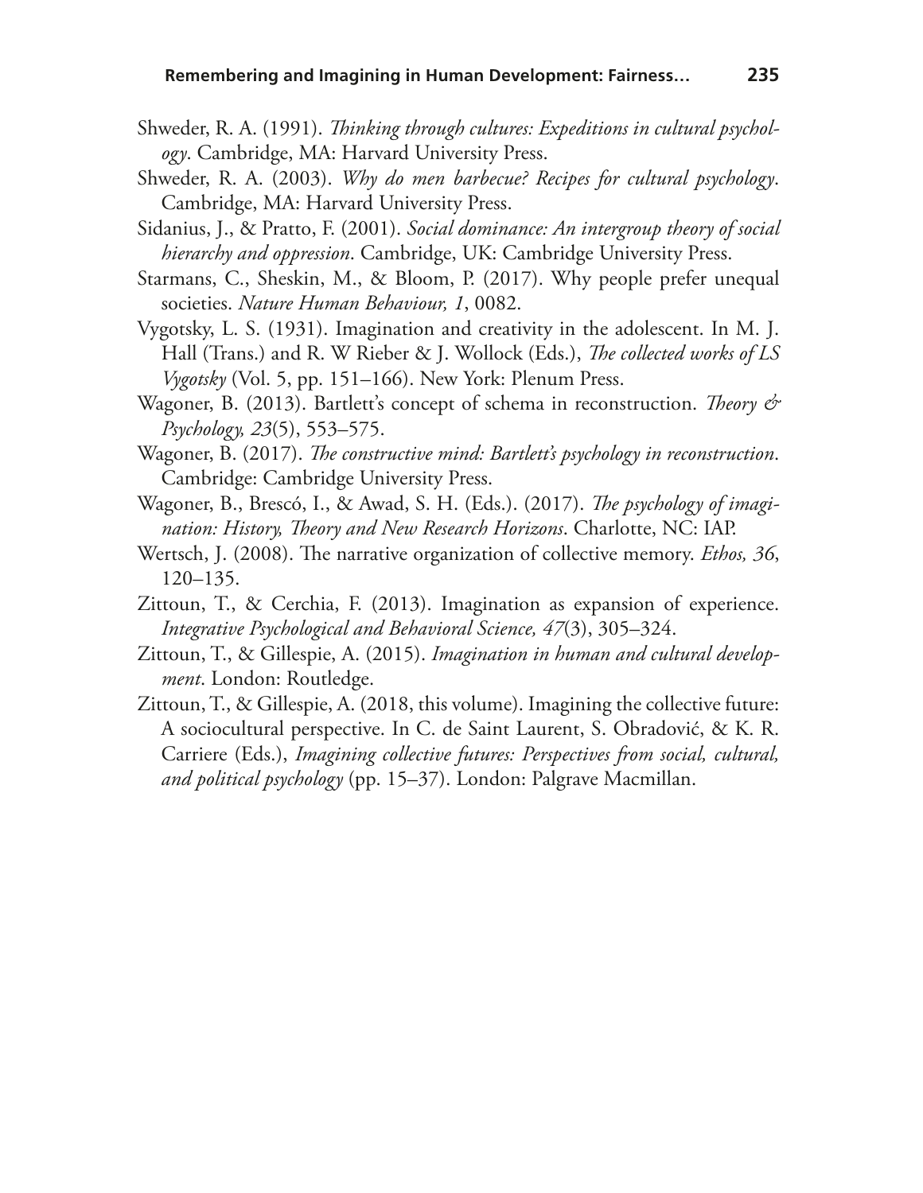Shweder, R. A. (1991). *Thinking through cultures: Expeditions in cultural psychology*. Cambridge, MA: Harvard University Press.

Shweder, R. A. (2003). *Why do men barbecue? Recipes for cultural psychology*. Cambridge, MA: Harvard University Press.

Sidanius, J., & Pratto, F. (2001). *Social dominance: An intergroup theory of social hierarchy and oppression*. Cambridge, UK: Cambridge University Press.

Starmans, C., Sheskin, M., & Bloom, P. (2017). Why people prefer unequal societies. *Nature Human Behaviour, 1*, 0082.

Vygotsky, L. S. (1931). Imagination and creativity in the adolescent. In M. J. Hall (Trans.) and R. W Rieber & J. Wollock (Eds.), *The collected works of LS Vygotsky* (Vol. 5, pp. 151–166). New York: Plenum Press.

Wagoner, B. (2013). Bartlett's concept of schema in reconstruction. *Theory & Psychology, 23*(5), 553–575.

Wagoner, B. (2017). *The constructive mind: Bartlett's psychology in reconstruction*. Cambridge: Cambridge University Press.

Wagoner, B., Brescó, I., & Awad, S. H. (Eds.). (2017). *The psychology of imagination: History, Theory and New Research Horizons*. Charlotte, NC: IAP.

Wertsch, J. (2008). The narrative organization of collective memory. *Ethos, 36*, 120–135.

Zittoun, T., & Cerchia, F. (2013). Imagination as expansion of experience. *Integrative Psychological and Behavioral Science, 47*(3), 305–324.

Zittoun, T., & Gillespie, A. (2015). *Imagination in human and cultural development*. London: Routledge.

Zittoun, T., & Gillespie, A. (2018, this volume). Imagining the collective future: A sociocultural perspective. In C. de Saint Laurent, S. Obradović, & K. R. Carriere (Eds.), *Imagining collective futures: Perspectives from social, cultural, and political psychology* (pp. 15–37). London: Palgrave Macmillan.